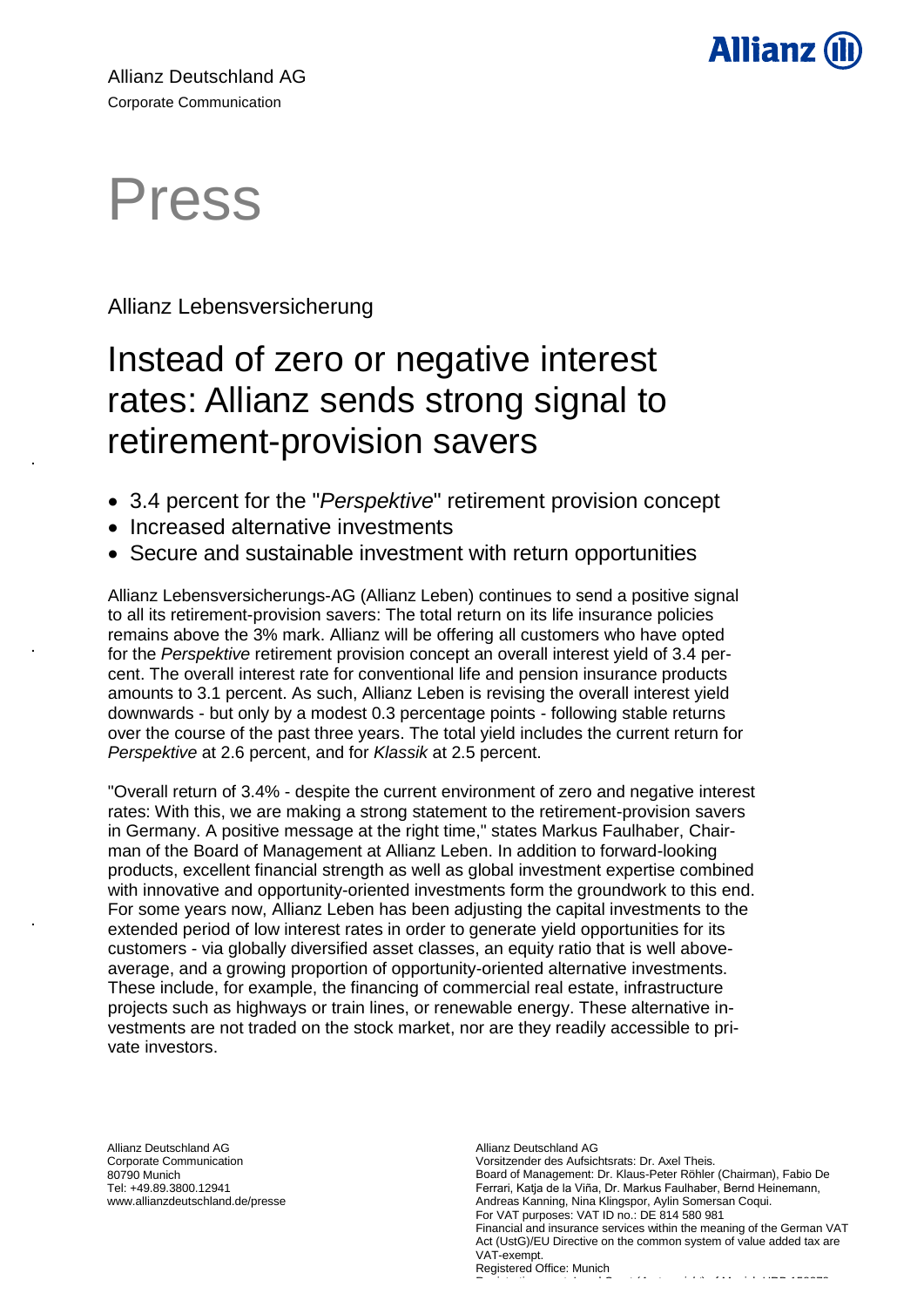Allianz Deutschland AG
Corporate Communication

# Press

Allianz Lebensversicherung

## Instead of zero or negative interest rates: Allianz sends strong signal to retirement-provision savers

- 3.4 percent for the "*Perspektive*" retirement provision concept
- Increased alternative investments
- Secure and sustainable investment with return opportunities

Allianz Lebensversicherungs-AG (Allianz Leben) continues to send a positive signal to all its retirement-provision savers: The total return on its life insurance policies remains above the 3% mark. Allianz will be offering all customers who have opted for the *Perspektive* retirement provision concept an overall interest yield of 3.4 percent. The overall interest rate for conventional life and pension insurance products amounts to 3.1 percent. As such, Allianz Leben is revising the overall interest yield downwards - but only by a modest 0.3 percentage points - following stable returns over the course of the past three years. The total yield includes the current return for *Perspektive* at 2.6 percent, and for *Klassik* at 2.5 percent.

"Overall return of 3.4% - despite the current environment of zero and negative interest rates: With this, we are making a strong statement to the retirement-provision savers in Germany. A positive message at the right time," states Markus Faulhaber, Chairman of the Board of Management at Allianz Leben. In addition to forward-looking products, excellent financial strength as well as global investment expertise combined with innovative and opportunity-oriented investments form the groundwork to this end. For some years now, Allianz Leben has been adjusting the capital investments to the extended period of low interest rates in order to generate yield opportunities for its customers - via globally diversified asset classes, an equity ratio that is well above-average, and a growing proportion of opportunity-oriented alternative investments. These include, for example, the financing of commercial real estate, infrastructure projects such as highways or train lines, or renewable energy. These alternative investments are not traded on the stock market, nor are they readily accessible to private investors.

Allianz Deutschland AG
Corporate Communication
80790 Munich
Tel: +49.89.3800.12941
www.allianzdeutschland.de/presse

Allianz Deutschland AG
Vorsitzender des Aufsichtsrats: Dr. Axel Theis.
Board of Management: Dr. Klaus-Peter Röhler (Chairman), Fabio De Ferrari, Katja de la Viña, Dr. Markus Faulhaber, Bernd Heinemann, Andreas Kanning, Nina Klingspor, Aylin Somersan Coqui.
For VAT purposes: VAT ID no.: DE 814 580 981
Financial and insurance services within the meaning of the German VAT Act (UstG)/EU Directive on the common system of value added tax are VAT-exempt.
Registered Office: Munich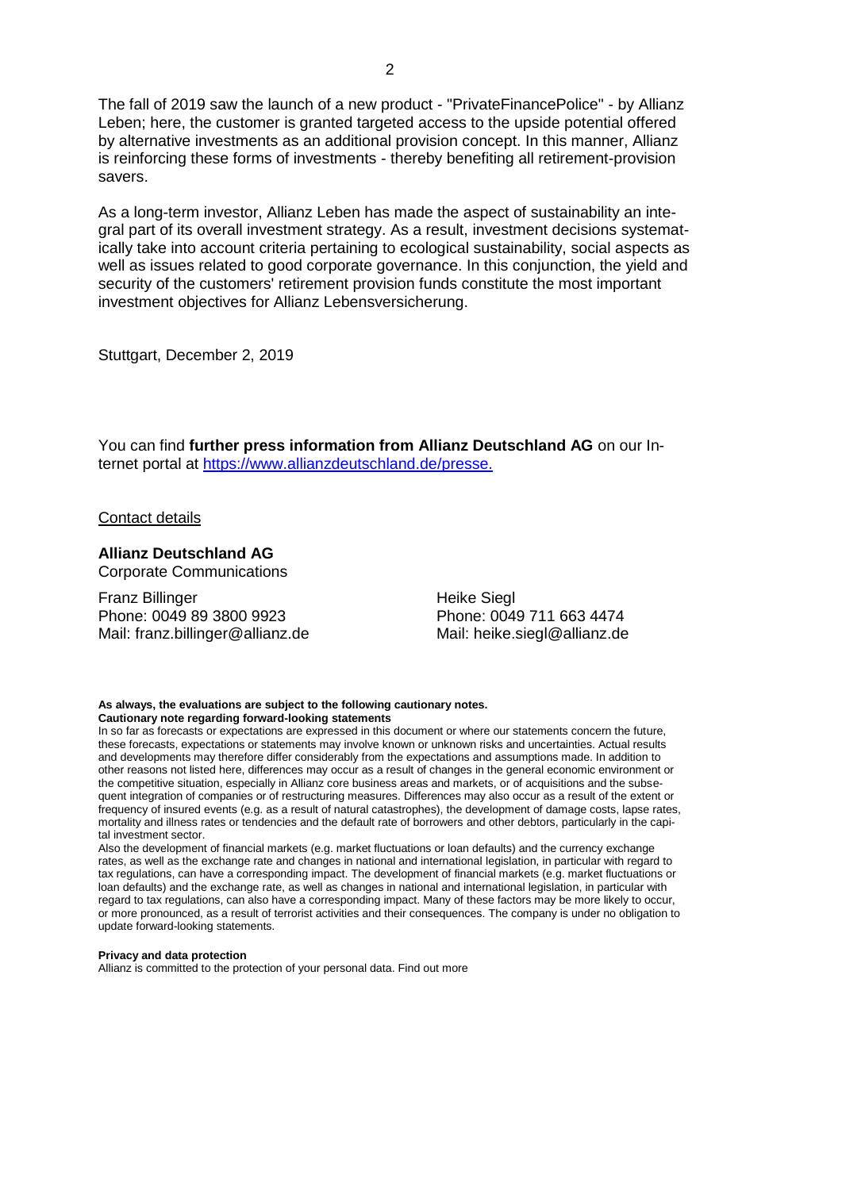The fall of 2019 saw the launch of a new product - "PrivateFinancePolice" - by Allianz Leben; here, the customer is granted targeted access to the upside potential offered by alternative investments as an additional provision concept. In this manner, Allianz is reinforcing these forms of investments - thereby benefiting all retirement-provision savers.

As a long-term investor, Allianz Leben has made the aspect of sustainability an integral part of its overall investment strategy. As a result, investment decisions systematically take into account criteria pertaining to ecological sustainability, social aspects as well as issues related to good corporate governance. In this conjunction, the yield and security of the customers' retirement provision funds constitute the most important investment objectives for Allianz Lebensversicherung.

Stuttgart, December 2, 2019

You can find **further press information from Allianz Deutschland AG** on our Internet portal at [https://www.allianzdeutschland.de/presse.](https://www.allianzdeutschland.de/presse)

Contact details

**Allianz Deutschland AG**
Corporate Communications

Franz Billinger
Phone: 0049 89 3800 9923
Mail: franz.billinger@allianz.de

Heike Siegl
Phone: 0049 711 663 4474
Mail: heike.siegl@allianz.de

**As always, the evaluations are subject to the following cautionary notes.**
**Cautionary note regarding forward-looking statements**

In so far as forecasts or expectations are expressed in this document or where our statements concern the future, these forecasts, expectations or statements may involve known or unknown risks and uncertainties. Actual results and developments may therefore differ considerably from the expectations and assumptions made. In addition to other reasons not listed here, differences may occur as a result of changes in the general economic environment or the competitive situation, especially in Allianz core business areas and markets, or of acquisitions and the subsequent integration of companies or of restructuring measures. Differences may also occur as a result of the extent or frequency of insured events (e.g. as a result of natural catastrophes), the development of damage costs, lapse rates, mortality and illness rates or tendencies and the default rate of borrowers and other debtors, particularly in the capital investment sector.

Also the development of financial markets (e.g. market fluctuations or loan defaults) and the currency exchange rates, as well as the exchange rate and changes in national and international legislation, in particular with regard to tax regulations, can have a corresponding impact. The development of financial markets (e.g. market fluctuations or loan defaults) and the exchange rate, as well as changes in national and international legislation, in particular with regard to tax regulations, can also have a corresponding impact. Many of these factors may be more likely to occur, or more pronounced, as a result of terrorist activities and their consequences. The company is under no obligation to update forward-looking statements.

**Privacy and data protection**

Allianz is committed to the protection of your personal data. Find out more